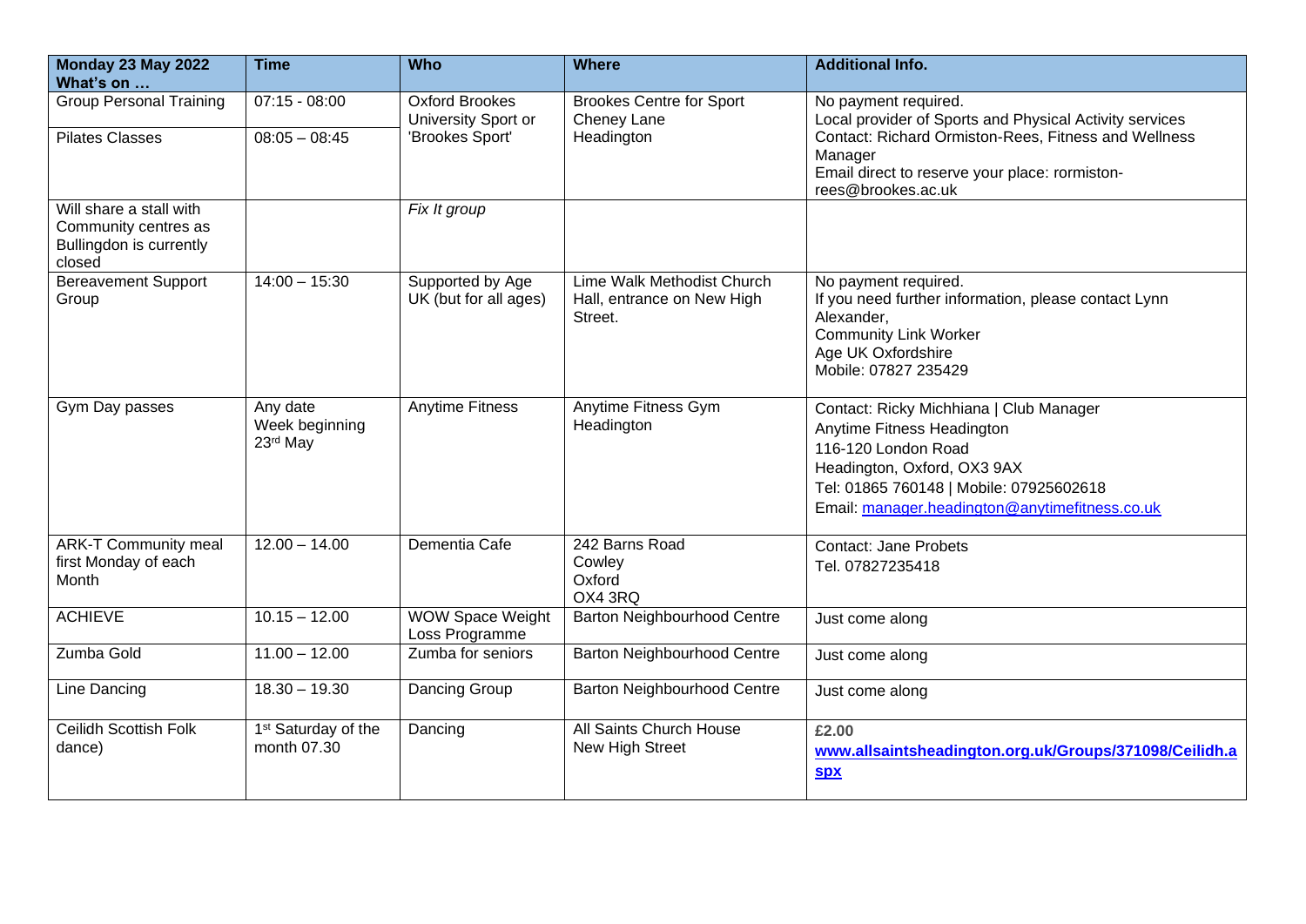| Monday 23 May 2022 What's on … | Time | Who | Where | Additional Info. |
|---|---|---|---|---|
| Group Personal Training | 07:15 - 08:00 | Oxford Brookes University Sport or 'Brookes Sport' | Brookes Centre for Sport Cheney Lane Headington | No payment required. Local provider of Sports and Physical Activity services Contact: Richard Ormiston-Rees, Fitness and Wellness Manager Email direct to reserve your place: rormiston-rees@brookes.ac.uk |
| Pilates Classes | 08:05 – 08:45 | | | |
| Will share a stall with Community centres as Bullingdon is currently closed | | *Fix It group* | | |
| Bereavement Support Group | 14:00 – 15:30 | Supported by Age UK (but for all ages) | Lime Walk Methodist Church Hall, entrance on New High Street. | No payment required. If you need further information, please contact Lynn Alexander, Community Link Worker Age UK Oxfordshire Mobile: 07827 235429 |
| Gym Day passes | Any date Week beginning 23rd May | Anytime Fitness | Anytime Fitness Gym Headington | Contact: Ricky Michhiana \| Club Manager Anytime Fitness Headington 116-120 London Road Headington, Oxford, OX3 9AX Tel: 01865 760148 \| Mobile: 07925602618 Email: manager.headington@anytimefitness.co.uk |
| ARK-T Community meal first Monday of each Month | 12.00 – 14.00 | Dementia Cafe | 242 Barns Road Cowley Oxford OX4 3RQ | Contact: Jane Probets Tel. 07827235418 |
| ACHIEVE | 10.15 – 12.00 | WOW Space Weight Loss Programme | Barton Neighbourhood Centre | Just come along |
| Zumba Gold | 11.00 – 12.00 | Zumba for seniors | Barton Neighbourhood Centre | Just come along |
| Line Dancing | 18.30 – 19.30 | Dancing Group | Barton Neighbourhood Centre | Just come along |
| Ceilidh Scottish Folk dance) | 1st Saturday of the month 07.30 | Dancing | All Saints Church House New High Street | **£2.00** **www.allsaintsheadington.org.uk/Groups/371098/Ceilidh.aspx** |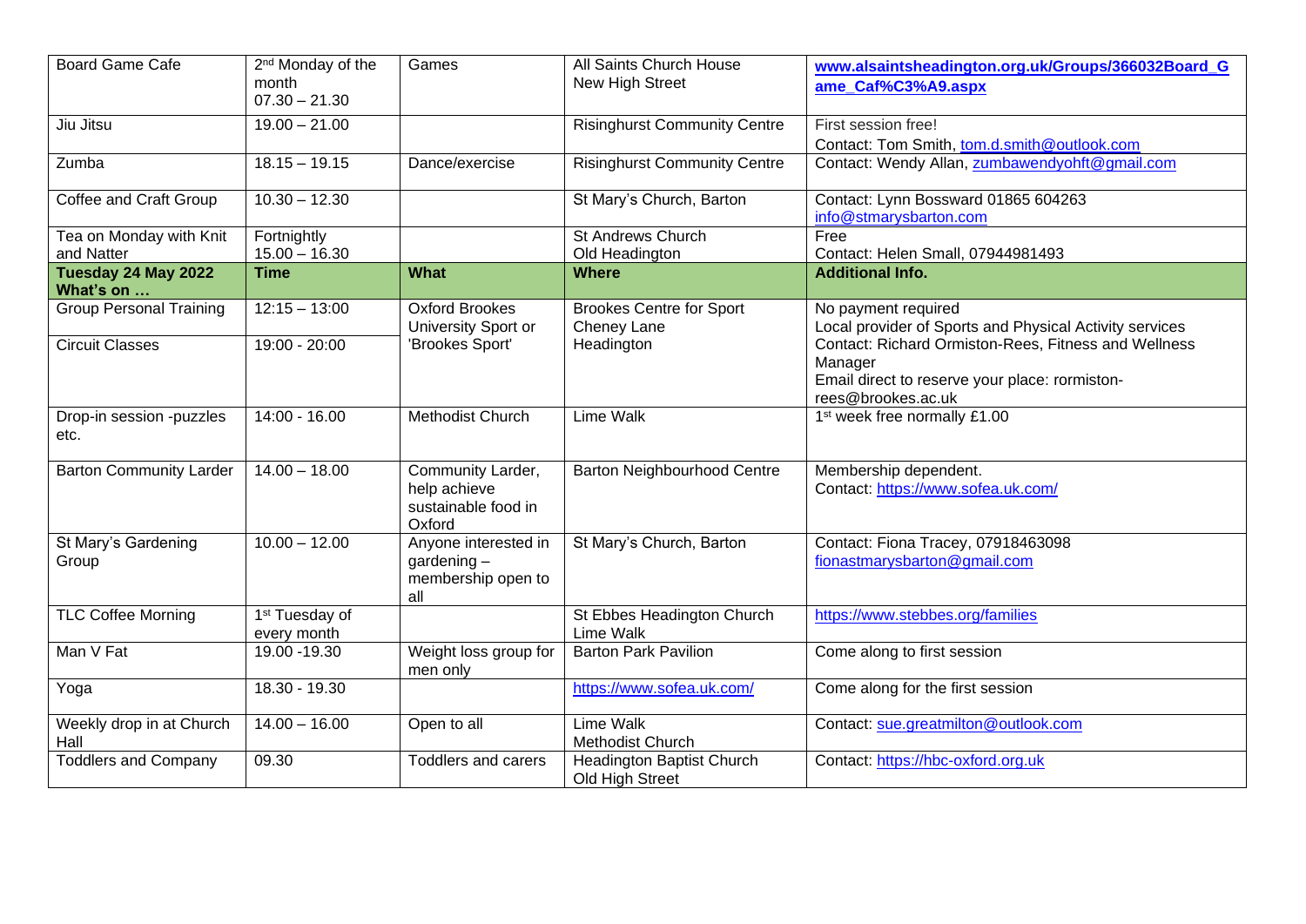| Board Game Cafe | 2nd Monday of the month 07.30 – 21.30 | Games | All Saints Church House New High Street | **www.alsaintsheadington.org.uk/Groups/366032Board_Game_Caf%C3%A9.aspx** |
|---|---|---|---|---|
| Jiu Jitsu | 19.00 – 21.00 | | Risinghurst Community Centre | First session free! Contact: Tom Smith, tom.d.smith@outlook.com |
| Zumba | 18.15 – 19.15 | Dance/exercise | Risinghurst Community Centre | Contact: Wendy Allan, zumbawendyohft@gmail.com |
| Coffee and Craft Group | 10.30 – 12.30 | | St Mary's Church, Barton | Contact: Lynn Bossward 01865 604263 info@stmarysbarton.com |
| Tea on Monday with Knit and Natter | Fortnightly 15.00 – 16.30 | | St Andrews Church Old Headington | Free Contact: Helen Small, 07944981493 |
| **Tuesday 24 May 2022 What's on …** | **Time** | **What** | **Where** | **Additional Info.** |
| Group Personal Training | 12:15 – 13:00 | Oxford Brookes University Sport or 'Brookes Sport' | Brookes Centre for Sport Cheney Lane Headington | No payment required Local provider of Sports and Physical Activity services |
| Circuit Classes | 19:00 - 20:00 | | | Contact: Richard Ormiston-Rees, Fitness and Wellness Manager Email direct to reserve your place: rormiston-rees@brookes.ac.uk |
| Drop-in session -puzzles etc. | 14:00 - 16.00 | Methodist Church | Lime Walk | 1st week free normally £1.00 |
| Barton Community Larder | 14.00 – 18.00 | Community Larder, help achieve sustainable food in Oxford | Barton Neighbourhood Centre | Membership dependent. Contact: https://www.sofea.uk.com/ |
| St Mary's Gardening Group | 10.00 – 12.00 | Anyone interested in gardening – membership open to all | St Mary's Church, Barton | Contact: Fiona Tracey, 07918463098 fionastmarysbarton@gmail.com |
| TLC Coffee Morning | 1st Tuesday of every month | | St Ebbes Headington Church Lime Walk | https://www.stebbes.org/families |
| Man V Fat | 19.00 -19.30 | Weight loss group for men only | Barton Park Pavilion | Come along to first session |
| Yoga | 18.30 - 19.30 | | https://www.sofea.uk.com/ | Come along for the first session |
| Weekly drop in at Church Hall | 14.00 – 16.00 | Open to all | Lime Walk Methodist Church | Contact: sue.greatmilton@outlook.com |
| Toddlers and Company | 09.30 | Toddlers and carers | Headington Baptist Church Old High Street | Contact: https://hbc-oxford.org.uk |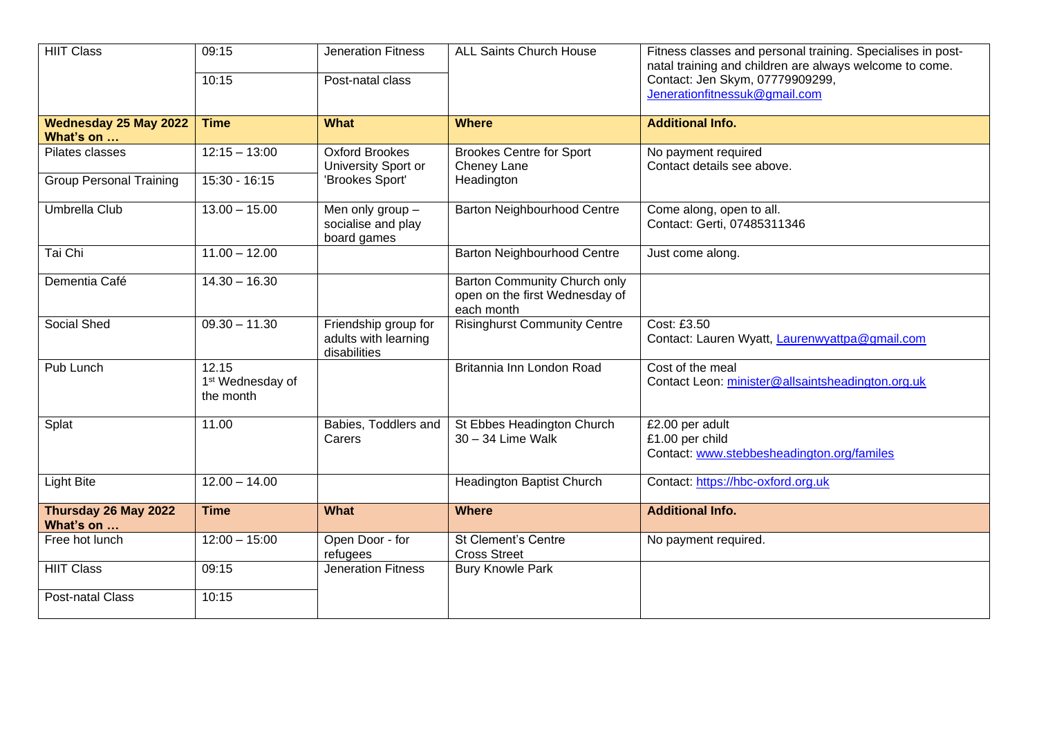| HIIT Class | 09:15 | Jeneration Fitness | ALL Saints Church House | Fitness classes and personal training. Specialises in post-natal training and children are always welcome to come. Contact: Jen Skym, 07779909299, Jenerationfitnessuk@gmail.com |
|---|---|---|---|---|
| | 10:15 | Post-natal class | | |
| **Wednesday 25 May 2022 What's on …** | **Time** | **What** | **Where** | **Additional Info.** |
| Pilates classes | 12:15 – 13:00 | Oxford Brookes University Sport or 'Brookes Sport' | Brookes Centre for Sport Cheney Lane Headington | No payment required Contact details see above. |
| Group Personal Training | 15:30 - 16:15 | | | |
| Umbrella Club | 13.00 – 15.00 | Men only group – socialise and play board games | Barton Neighbourhood Centre | Come along, open to all. Contact: Gerti, 07485311346 |
| Tai Chi | 11.00 – 12.00 | | Barton Neighbourhood Centre | Just come along. |
| Dementia Café | 14.30 – 16.30 | | Barton Community Church only open on the first Wednesday of each month | |
| Social Shed | 09.30 – 11.30 | Friendship group for adults with learning disabilities | Risinghurst Community Centre | Cost: £3.50 Contact: Lauren Wyatt, Laurenwyattpa@gmail.com |
| Pub Lunch | 12.15 1st Wednesday of the month | | Britannia Inn London Road | Cost of the meal Contact Leon: minister@allsaintsheadington.org.uk |
| Splat | 11.00 | Babies, Toddlers and Carers | St Ebbes Headington Church 30 – 34 Lime Walk | £2.00 per adult £1.00 per child Contact: www.stebbesheadington.org/familes |
| Light Bite | 12.00 – 14.00 | | Headington Baptist Church | Contact: https://hbc-oxford.org.uk |
| **Thursday 26 May 2022 What's on …** | **Time** | **What** | **Where** | **Additional Info.** |
| Free hot lunch | 12:00 – 15:00 | Open Door - for refugees | St Clement's Centre Cross Street | No payment required. |
| HIIT Class | 09:15 | Jeneration Fitness | Bury Knowle Park | |
| Post-natal Class | 10:15 | | | |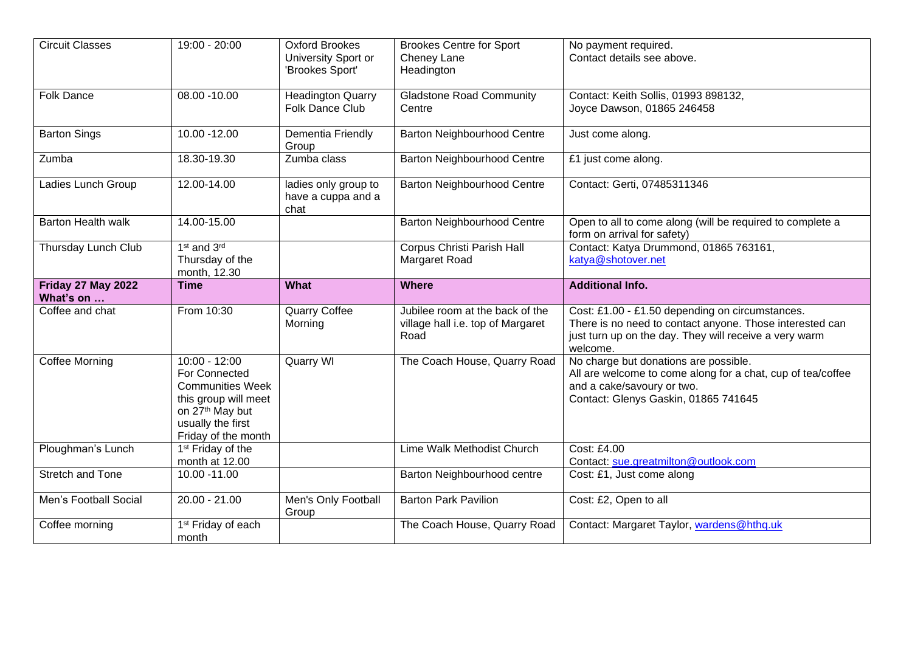| | | | | |
|---|---|---|---|---|
| Circuit Classes | 19:00 - 20:00 | Oxford Brookes University Sport or 'Brookes Sport' | Brookes Centre for Sport Cheney Lane Headington | No payment required. Contact details see above. |
| Folk Dance | 08.00 -10.00 | Headington Quarry Folk Dance Club | Gladstone Road Community Centre | Contact: Keith Sollis, 01993 898132, Joyce Dawson, 01865 246458 |
| Barton Sings | 10.00 -12.00 | Dementia Friendly Group | Barton Neighbourhood Centre | Just come along. |
| Zumba | 18.30-19.30 | Zumba class | Barton Neighbourhood Centre | £1 just come along. |
| Ladies Lunch Group | 12.00-14.00 | ladies only group to have a cuppa and a chat | Barton Neighbourhood Centre | Contact: Gerti, 07485311346 |
| Barton Health walk | 14.00-15.00 | | Barton Neighbourhood Centre | Open to all to come along (will be required to complete a form on arrival for safety) |
| Thursday Lunch Club | 1st and 3rd Thursday of the month, 12.30 | | Corpus Christi Parish Hall Margaret Road | Contact: Katya Drummond, 01865 763161, katya@shotover.net |
| **Friday 27 May 2022 What's on …** | **Time** | **What** | **Where** | **Additional Info.** |
| Coffee and chat | From 10:30 | Quarry Coffee Morning | Jubilee room at the back of the village hall i.e. top of Margaret Road | Cost: £1.00 - £1.50 depending on circumstances. There is no need to contact anyone. Those interested can just turn up on the day. They will receive a very warm welcome. |
| Coffee Morning | 10:00 - 12:00 For Connected Communities Week this group will meet on 27th May but usually the first Friday of the month | Quarry WI | The Coach House, Quarry Road | No charge but donations are possible. All are welcome to come along for a chat, cup of tea/coffee and a cake/savoury or two. Contact: Glenys Gaskin, 01865 741645 |
| Ploughman's Lunch | 1st Friday of the month at 12.00 | | Lime Walk Methodist Church | Cost: £4.00 Contact: sue.greatmilton@outlook.com |
| Stretch and Tone | 10.00 -11.00 | | Barton Neighbourhood centre | Cost: £1, Just come along |
| Men's Football Social | 20.00 - 21.00 | Men's Only Football Group | Barton Park Pavilion | Cost: £2, Open to all |
| Coffee morning | 1st Friday of each month | | The Coach House, Quarry Road | Contact: Margaret Taylor, wardens@hthq.uk |